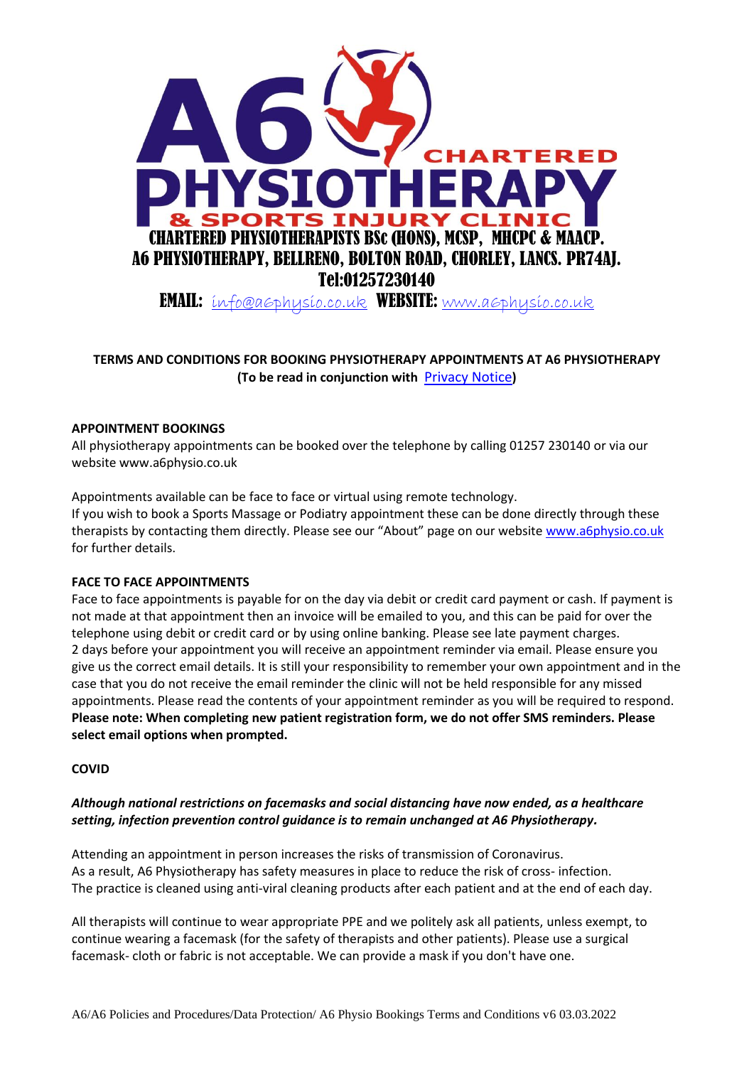A6 PHYSIOTHERAPY CHARTERED & SPORTS INJURY CLINIC

CHARTERED PHYSIOTHERAPISTS BSc (HONS), MCSP, MHCPC & MAACP.
A6 PHYSIOTHERAPY, BELLRENO, BOLTON ROAD, CHORLEY, LANCS. PR74AJ.
Tel:01257230140
**EMAIL:** info@a6physio.co.uk **WEBSITE:** www.a6physio.co.uk

**TERMS AND CONDITIONS FOR BOOKING PHYSIOTHERAPY APPOINTMENTS AT A6 PHYSIOTHERAPY**
**(To be read in conjunction with Privacy Notice)**

**APPOINTMENT BOOKINGS**

All physiotherapy appointments can be booked over the telephone by calling 01257 230140 or via our website www.a6physio.co.uk

Appointments available can be face to face or virtual using remote technology.
If you wish to book a Sports Massage or Podiatry appointment these can be done directly through these therapists by contacting them directly. Please see our "About" page on our website www.a6physio.co.uk for further details.

**FACE TO FACE APPOINTMENTS**

Face to face appointments is payable for on the day via debit or credit card payment or cash. If payment is not made at that appointment then an invoice will be emailed to you, and this can be paid for over the telephone using debit or credit card or by using online banking. Please see late payment charges.
2 days before your appointment you will receive an appointment reminder via email. Please ensure you give us the correct email details. It is still your responsibility to remember your own appointment and in the case that you do not receive the email reminder the clinic will not be held responsible for any missed appointments. Please read the contents of your appointment reminder as you will be required to respond.
**Please note: When completing new patient registration form, we do not offer SMS reminders. Please select email options when prompted.**

**COVID**

***Although national restrictions on facemasks and social distancing have now ended, as a healthcare setting, infection prevention control guidance is to remain unchanged at A6 Physiotherapy.***

Attending an appointment in person increases the risks of transmission of Coronavirus.
As a result, A6 Physiotherapy has safety measures in place to reduce the risk of cross- infection.
The practice is cleaned using anti-viral cleaning products after each patient and at the end of each day.

All therapists will continue to wear appropriate PPE and we politely ask all patients, unless exempt, to continue wearing a facemask (for the safety of therapists and other patients). Please use a surgical facemask- cloth or fabric is not acceptable. We can provide a mask if you don't have one.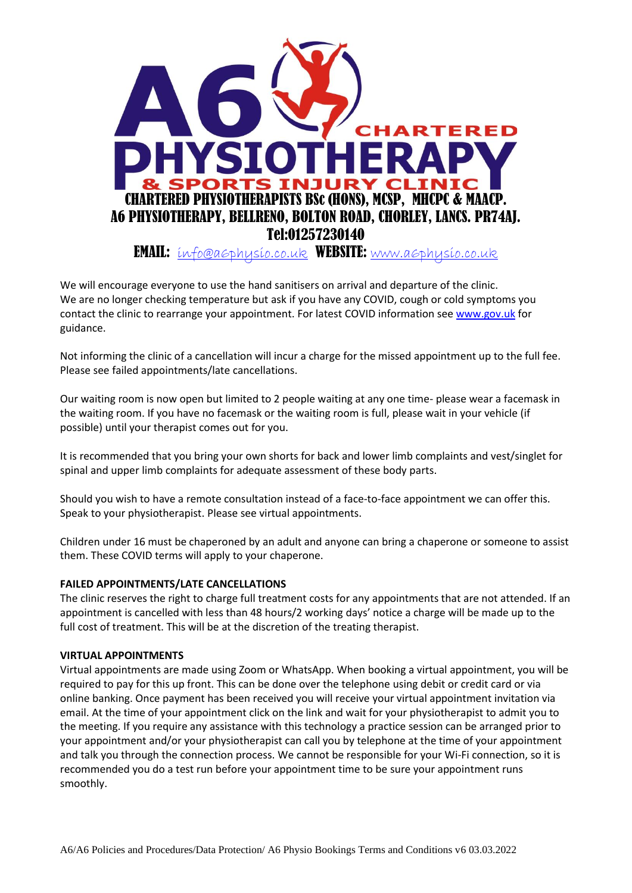CHARTERED PHYSIOTHERAPISTS BSc (HONS), MCSP, MHCPC & MAACP.
A6 PHYSIOTHERAPY, BELLRENO, BOLTON ROAD, CHORLEY, LANCS. PR74AJ.
Tel:01257230140
**EMAIL:** info@a6physio.co.uk **WEBSITE:** www.a6physio.co.uk

We will encourage everyone to use the hand sanitisers on arrival and departure of the clinic. We are no longer checking temperature but ask if you have any COVID, cough or cold symptoms you contact the clinic to rearrange your appointment. For latest COVID information see www.gov.uk for guidance.

Not informing the clinic of a cancellation will incur a charge for the missed appointment up to the full fee. Please see failed appointments/late cancellations.

Our waiting room is now open but limited to 2 people waiting at any one time- please wear a facemask in the waiting room. If you have no facemask or the waiting room is full, please wait in your vehicle (if possible) until your therapist comes out for you.

It is recommended that you bring your own shorts for back and lower limb complaints and vest/singlet for spinal and upper limb complaints for adequate assessment of these body parts.

Should you wish to have a remote consultation instead of a face-to-face appointment we can offer this. Speak to your physiotherapist. Please see virtual appointments.

Children under 16 must be chaperoned by an adult and anyone can bring a chaperone or someone to assist them. These COVID terms will apply to your chaperone.

**FAILED APPOINTMENTS/LATE CANCELLATIONS**

The clinic reserves the right to charge full treatment costs for any appointments that are not attended. If an appointment is cancelled with less than 48 hours/2 working days' notice a charge will be made up to the full cost of treatment. This will be at the discretion of the treating therapist.

**VIRTUAL APPOINTMENTS**

Virtual appointments are made using Zoom or WhatsApp. When booking a virtual appointment, you will be required to pay for this up front. This can be done over the telephone using debit or credit card or via online banking. Once payment has been received you will receive your virtual appointment invitation via email. At the time of your appointment click on the link and wait for your physiotherapist to admit you to the meeting. If you require any assistance with this technology a practice session can be arranged prior to your appointment and/or your physiotherapist can call you by telephone at the time of your appointment and talk you through the connection process. We cannot be responsible for your Wi-Fi connection, so it is recommended you do a test run before your appointment time to be sure your appointment runs smoothly.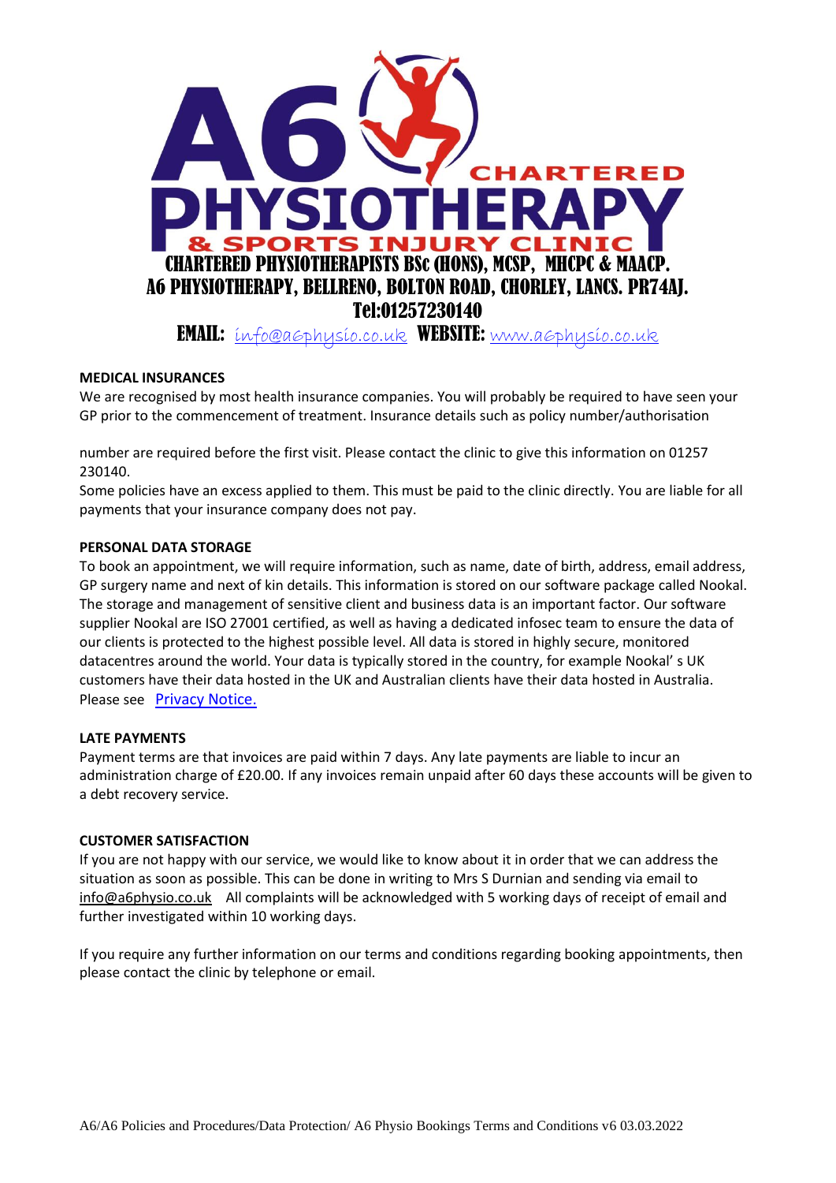# A6 PHYSIOTHERAPY CHARTERED & SPORTS INJURY CLINIC

**CHARTERED PHYSIOTHERAPISTS BSc (HONS), MCSP, MHCPC & MAACP.**
**A6 PHYSIOTHERAPY, BELLRENO, BOLTON ROAD, CHORLEY, LANCS. PR74AJ.**
**Tel:01257230140**
**EMAIL:** info@a6physio.co.uk **WEBSITE:** www.a6physio.co.uk

**MEDICAL INSURANCES**

We are recognised by most health insurance companies. You will probably be required to have seen your GP prior to the commencement of treatment. Insurance details such as policy number/authorisation number are required before the first visit. Please contact the clinic to give this information on 01257 230140.

Some policies have an excess applied to them. This must be paid to the clinic directly. You are liable for all payments that your insurance company does not pay.

**PERSONAL DATA STORAGE**

To book an appointment, we will require information, such as name, date of birth, address, email address, GP surgery name and next of kin details. This information is stored on our software package called Nookal. The storage and management of sensitive client and business data is an important factor. Our software supplier Nookal are ISO 27001 certified, as well as having a dedicated infosec team to ensure the data of our clients is protected to the highest possible level. All data is stored in highly secure, monitored datacentres around the world. Your data is typically stored in the country, for example Nookal' s UK customers have their data hosted in the UK and Australian clients have their data hosted in Australia. Please see [Privacy Notice.]

**LATE PAYMENTS**

Payment terms are that invoices are paid within 7 days. Any late payments are liable to incur an administration charge of £20.00. If any invoices remain unpaid after 60 days these accounts will be given to a debt recovery service.

**CUSTOMER SATISFACTION**

If you are not happy with our service, we would like to know about it in order that we can address the situation as soon as possible. This can be done in writing to Mrs S Durnian and sending via email to info@a6physio.co.uk All complaints will be acknowledged with 5 working days of receipt of email and further investigated within 10 working days.

If you require any further information on our terms and conditions regarding booking appointments, then please contact the clinic by telephone or email.

A6/A6 Policies and Procedures/Data Protection/ A6 Physio Bookings Terms and Conditions v6 03.03.2022